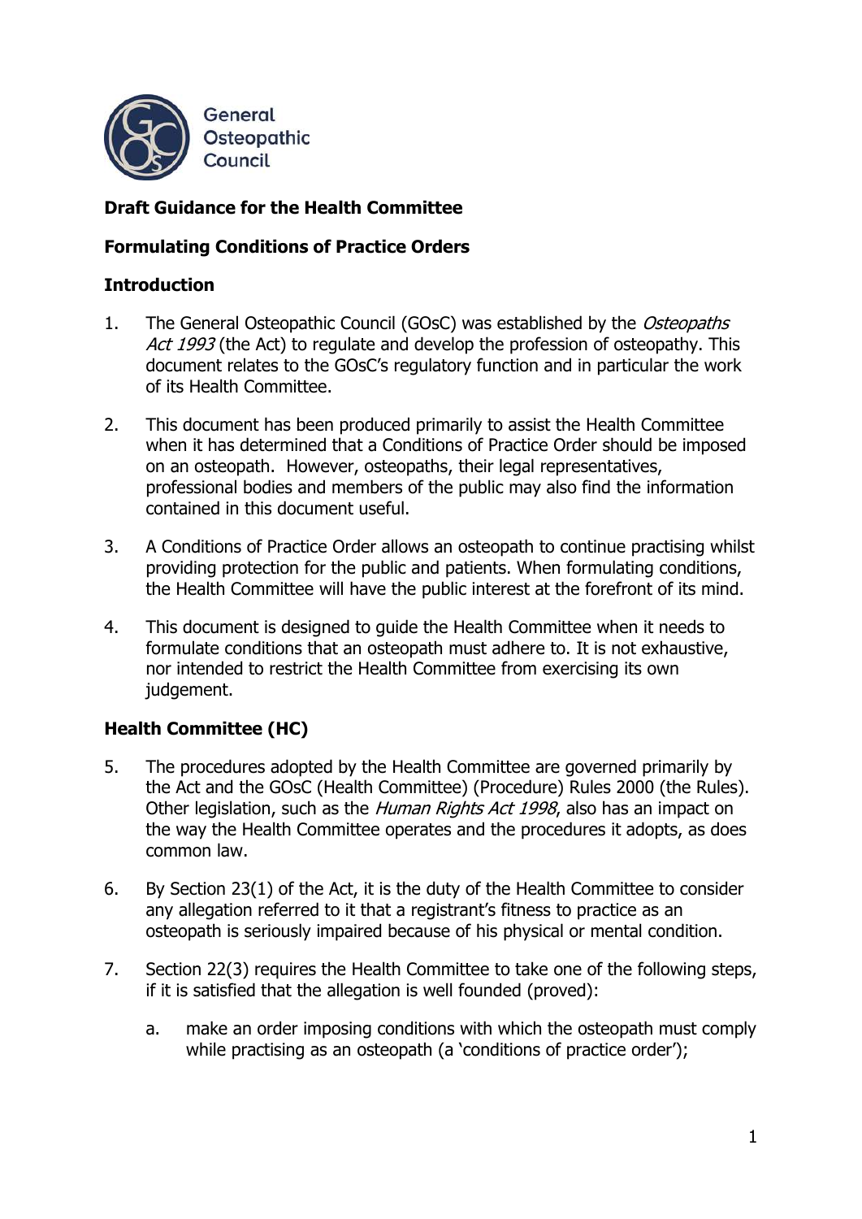General Osteopathic Council

**Draft Guidance for the Health Committee**

**Formulating Conditions of Practice Orders**

## Introduction

1. The General Osteopathic Council (GOsC) was established by the *Osteopaths Act 1993* (the Act) to regulate and develop the profession of osteopathy. This document relates to the GOsC's regulatory function and in particular the work of its Health Committee.

2. This document has been produced primarily to assist the Health Committee when it has determined that a Conditions of Practice Order should be imposed on an osteopath. However, osteopaths, their legal representatives, professional bodies and members of the public may also find the information contained in this document useful.

3. A Conditions of Practice Order allows an osteopath to continue practising whilst providing protection for the public and patients. When formulating conditions, the Health Committee will have the public interest at the forefront of its mind.

4. This document is designed to guide the Health Committee when it needs to formulate conditions that an osteopath must adhere to. It is not exhaustive, nor intended to restrict the Health Committee from exercising its own judgement.

## Health Committee (HC)

5. The procedures adopted by the Health Committee are governed primarily by the Act and the GOsC (Health Committee) (Procedure) Rules 2000 (the Rules). Other legislation, such as the *Human Rights Act 1998*, also has an impact on the way the Health Committee operates and the procedures it adopts, as does common law.

6. By Section 23(1) of the Act, it is the duty of the Health Committee to consider any allegation referred to it that a registrant's fitness to practice as an osteopath is seriously impaired because of his physical or mental condition.

7. Section 22(3) requires the Health Committee to take one of the following steps, if it is satisfied that the allegation is well founded (proved):

   a. make an order imposing conditions with which the osteopath must comply while practising as an osteopath (a 'conditions of practice order');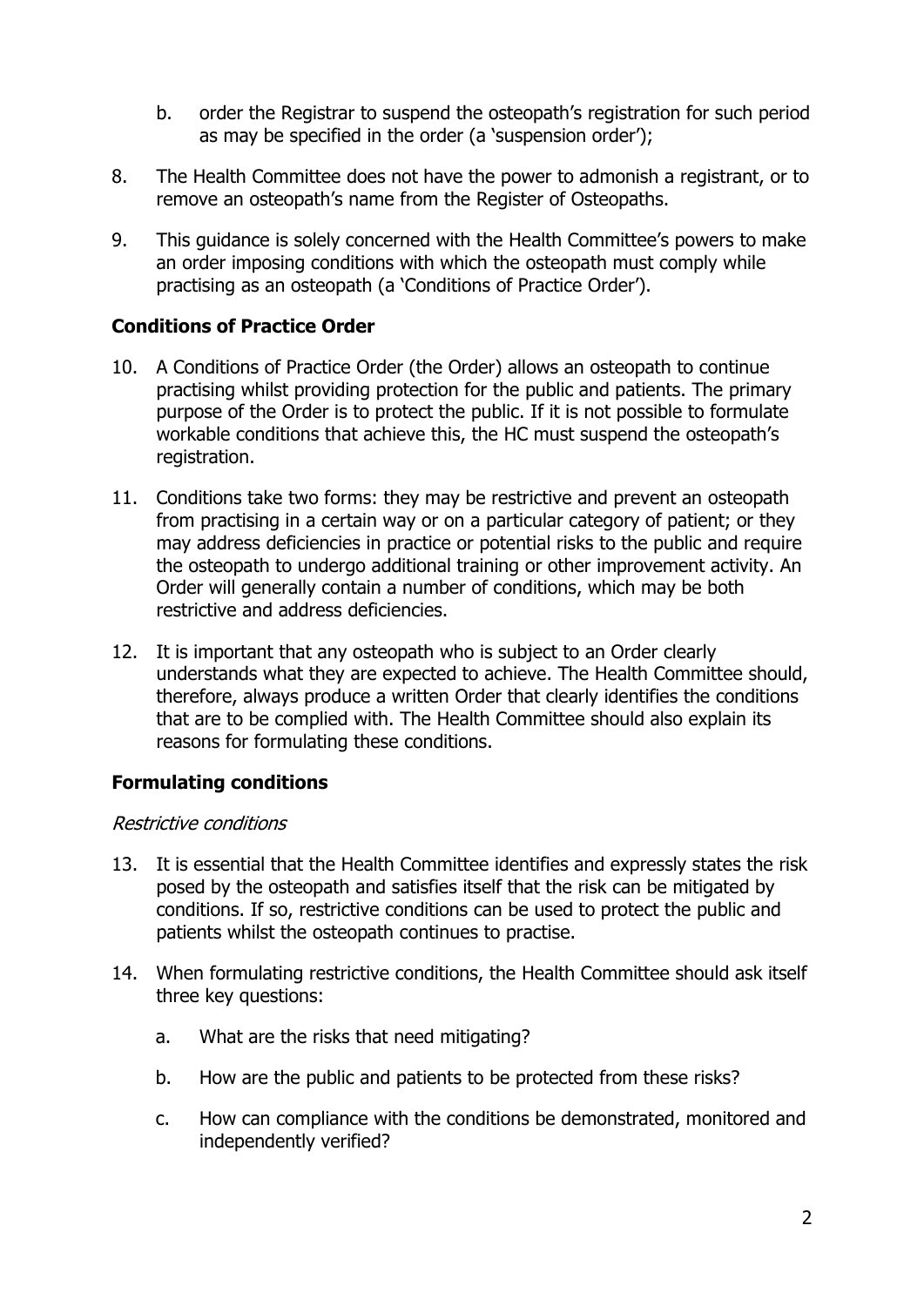b. order the Registrar to suspend the osteopath's registration for such period as may be specified in the order (a 'suspension order');

8. The Health Committee does not have the power to admonish a registrant, or to remove an osteopath's name from the Register of Osteopaths.

9. This guidance is solely concerned with the Health Committee's powers to make an order imposing conditions with which the osteopath must comply while practising as an osteopath (a 'Conditions of Practice Order').

## Conditions of Practice Order

10. A Conditions of Practice Order (the Order) allows an osteopath to continue practising whilst providing protection for the public and patients. The primary purpose of the Order is to protect the public. If it is not possible to formulate workable conditions that achieve this, the HC must suspend the osteopath's registration.

11. Conditions take two forms: they may be restrictive and prevent an osteopath from practising in a certain way or on a particular category of patient; or they may address deficiencies in practice or potential risks to the public and require the osteopath to undergo additional training or other improvement activity. An Order will generally contain a number of conditions, which may be both restrictive and address deficiencies.

12. It is important that any osteopath who is subject to an Order clearly understands what they are expected to achieve. The Health Committee should, therefore, always produce a written Order that clearly identifies the conditions that are to be complied with. The Health Committee should also explain its reasons for formulating these conditions.

## Formulating conditions

*Restrictive conditions*

13. It is essential that the Health Committee identifies and expressly states the risk posed by the osteopath and satisfies itself that the risk can be mitigated by conditions. If so, restrictive conditions can be used to protect the public and patients whilst the osteopath continues to practise.

14. When formulating restrictive conditions, the Health Committee should ask itself three key questions:

    a. What are the risks that need mitigating?

    b. How are the public and patients to be protected from these risks?

    c. How can compliance with the conditions be demonstrated, monitored and independently verified?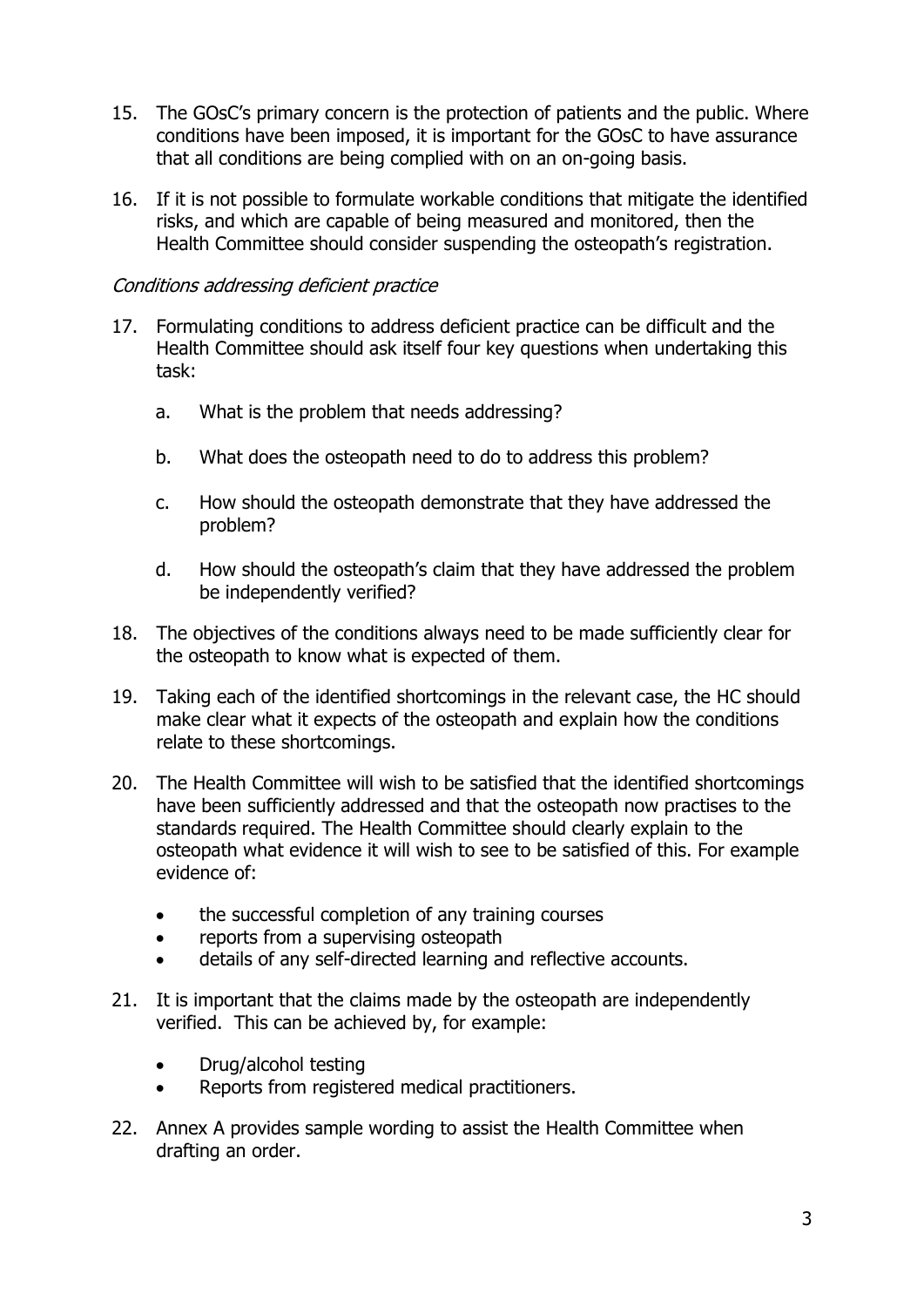15. The GOsC's primary concern is the protection of patients and the public. Where conditions have been imposed, it is important for the GOsC to have assurance that all conditions are being complied with on an on-going basis.

16. If it is not possible to formulate workable conditions that mitigate the identified risks, and which are capable of being measured and monitored, then the Health Committee should consider suspending the osteopath's registration.

*Conditions addressing deficient practice*

17. Formulating conditions to address deficient practice can be difficult and the Health Committee should ask itself four key questions when undertaking this task:

    a. What is the problem that needs addressing?

    b. What does the osteopath need to do to address this problem?

    c. How should the osteopath demonstrate that they have addressed the problem?

    d. How should the osteopath's claim that they have addressed the problem be independently verified?

18. The objectives of the conditions always need to be made sufficiently clear for the osteopath to know what is expected of them.

19. Taking each of the identified shortcomings in the relevant case, the HC should make clear what it expects of the osteopath and explain how the conditions relate to these shortcomings.

20. The Health Committee will wish to be satisfied that the identified shortcomings have been sufficiently addressed and that the osteopath now practises to the standards required. The Health Committee should clearly explain to the osteopath what evidence it will wish to see to be satisfied of this. For example evidence of:

    - the successful completion of any training courses
    - reports from a supervising osteopath
    - details of any self-directed learning and reflective accounts.

21. It is important that the claims made by the osteopath are independently verified. This can be achieved by, for example:

    - Drug/alcohol testing
    - Reports from registered medical practitioners.

22. Annex A provides sample wording to assist the Health Committee when drafting an order.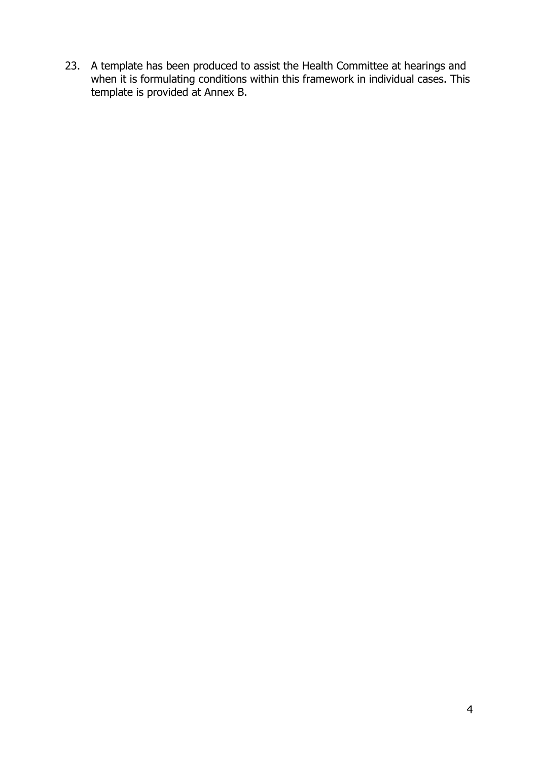23. A template has been produced to assist the Health Committee at hearings and when it is formulating conditions within this framework in individual cases. This template is provided at Annex B.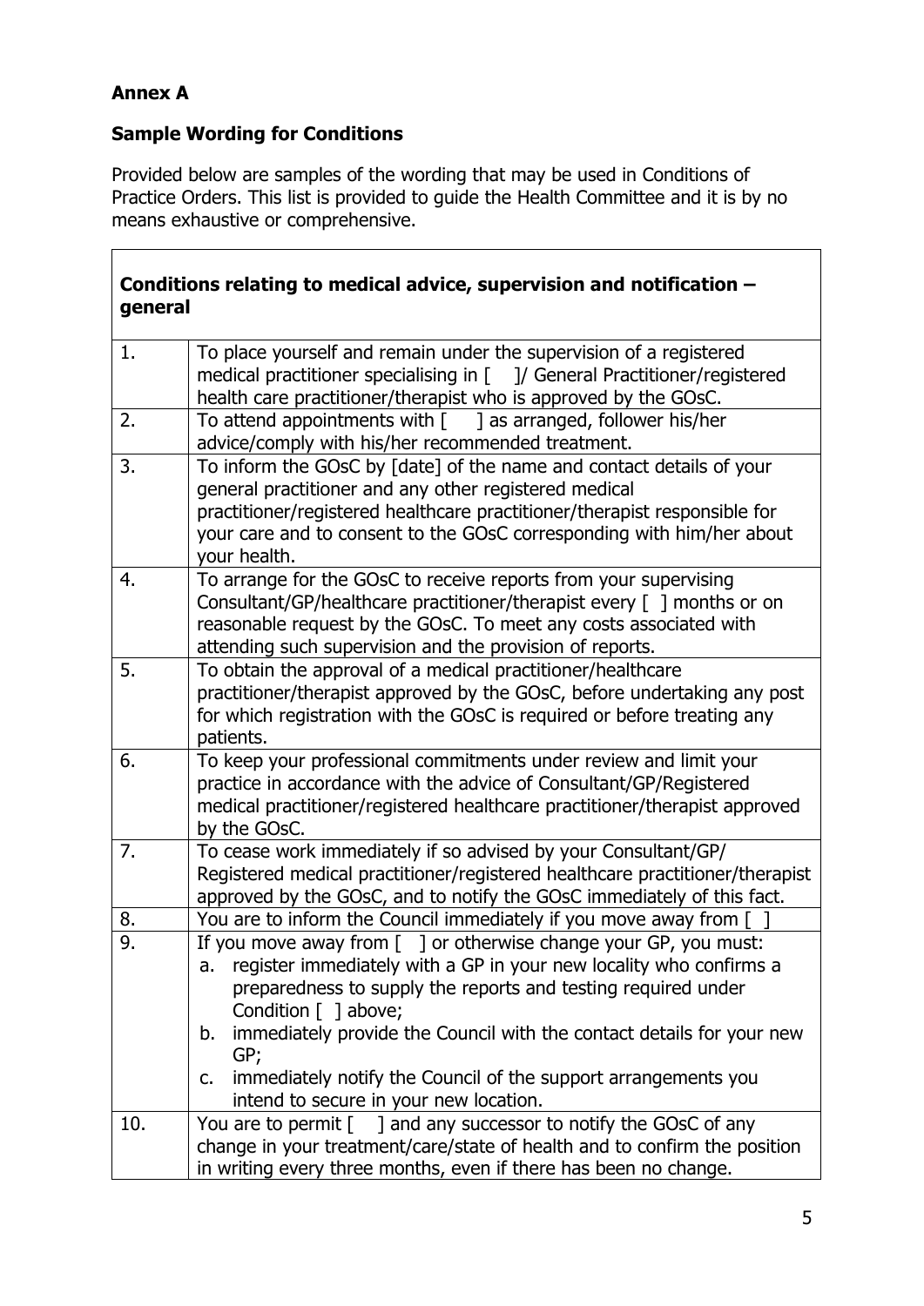## Annex A

## Sample Wording for Conditions

Provided below are samples of the wording that may be used in Conditions of Practice Orders. This list is provided to guide the Health Committee and it is by no means exhaustive or comprehensive.

| **Conditions relating to medical advice, supervision and notification – general** | |
|---|---|
| 1. | To place yourself and remain under the supervision of a registered medical practitioner specialising in [ ]/ General Practitioner/registered health care practitioner/therapist who is approved by the GOsC. |
| 2. | To attend appointments with [ ] as arranged, follower his/her advice/comply with his/her recommended treatment. |
| 3. | To inform the GOsC by [date] of the name and contact details of your general practitioner and any other registered medical practitioner/registered healthcare practitioner/therapist responsible for your care and to consent to the GOsC corresponding with him/her about your health. |
| 4. | To arrange for the GOsC to receive reports from your supervising Consultant/GP/healthcare practitioner/therapist every [ ] months or on reasonable request by the GOsC. To meet any costs associated with attending such supervision and the provision of reports. |
| 5. | To obtain the approval of a medical practitioner/healthcare practitioner/therapist approved by the GOsC, before undertaking any post for which registration with the GOsC is required or before treating any patients. |
| 6. | To keep your professional commitments under review and limit your practice in accordance with the advice of Consultant/GP/Registered medical practitioner/registered healthcare practitioner/therapist approved by the GOsC. |
| 7. | To cease work immediately if so advised by your Consultant/GP/ Registered medical practitioner/registered healthcare practitioner/therapist approved by the GOsC, and to notify the GOsC immediately of this fact. |
| 8. | You are to inform the Council immediately if you move away from [ ] |
| 9. | If you move away from [ ] or otherwise change your GP, you must:<br>a. register immediately with a GP in your new locality who confirms a preparedness to supply the reports and testing required under Condition [ ] above;<br>b. immediately provide the Council with the contact details for your new GP;<br>c. immediately notify the Council of the support arrangements you intend to secure in your new location. |
| 10. | You are to permit [ ] and any successor to notify the GOsC of any change in your treatment/care/state of health and to confirm the position in writing every three months, even if there has been no change. |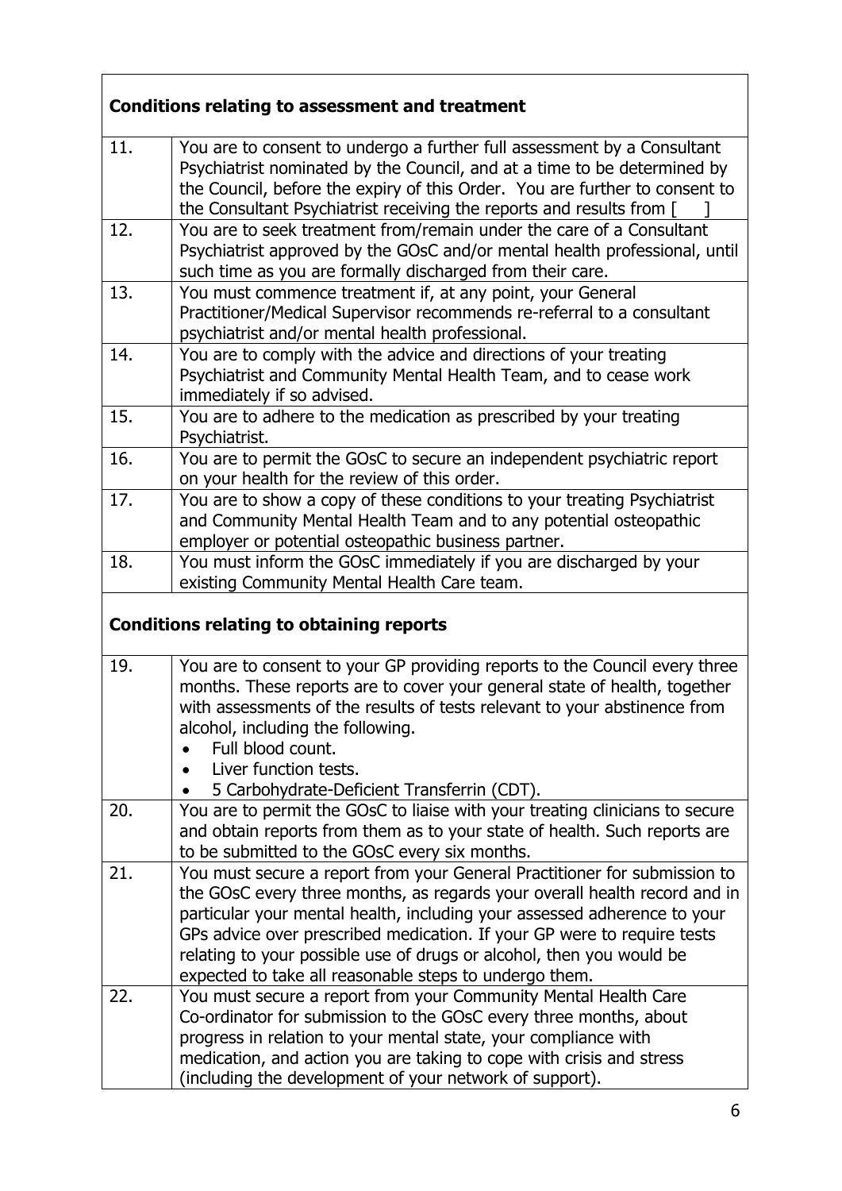| **Conditions relating to assessment and treatment** | |
|---|---|
| 11. | You are to consent to undergo a further full assessment by a Consultant Psychiatrist nominated by the Council, and at a time to be determined by the Council, before the expiry of this Order. You are further to consent to the Consultant Psychiatrist receiving the reports and results from [ ] |
| 12. | You are to seek treatment from/remain under the care of a Consultant Psychiatrist approved by the GOsC and/or mental health professional, until such time as you are formally discharged from their care. |
| 13. | You must commence treatment if, at any point, your General Practitioner/Medical Supervisor recommends re-referral to a consultant psychiatrist and/or mental health professional. |
| 14. | You are to comply with the advice and directions of your treating Psychiatrist and Community Mental Health Team, and to cease work immediately if so advised. |
| 15. | You are to adhere to the medication as prescribed by your treating Psychiatrist. |
| 16. | You are to permit the GOsC to secure an independent psychiatric report on your health for the review of this order. |
| 17. | You are to show a copy of these conditions to your treating Psychiatrist and Community Mental Health Team and to any potential osteopathic employer or potential osteopathic business partner. |
| 18. | You must inform the GOsC immediately if you are discharged by your existing Community Mental Health Care team. |
| **Conditions relating to obtaining reports** | |
| 19. | You are to consent to your GP providing reports to the Council every three months. These reports are to cover your general state of health, together with assessments of the results of tests relevant to your abstinence from alcohol, including the following.<br>• Full blood count.<br>• Liver function tests.<br>• 5 Carbohydrate-Deficient Transferrin (CDT). |
| 20. | You are to permit the GOsC to liaise with your treating clinicians to secure and obtain reports from them as to your state of health. Such reports are to be submitted to the GOsC every six months. |
| 21. | You must secure a report from your General Practitioner for submission to the GOsC every three months, as regards your overall health record and in particular your mental health, including your assessed adherence to your GPs advice over prescribed medication. If your GP were to require tests relating to your possible use of drugs or alcohol, then you would be expected to take all reasonable steps to undergo them. |
| 22. | You must secure a report from your Community Mental Health Care Co-ordinator for submission to the GOsC every three months, about progress in relation to your mental state, your compliance with medication, and action you are taking to cope with crisis and stress (including the development of your network of support). |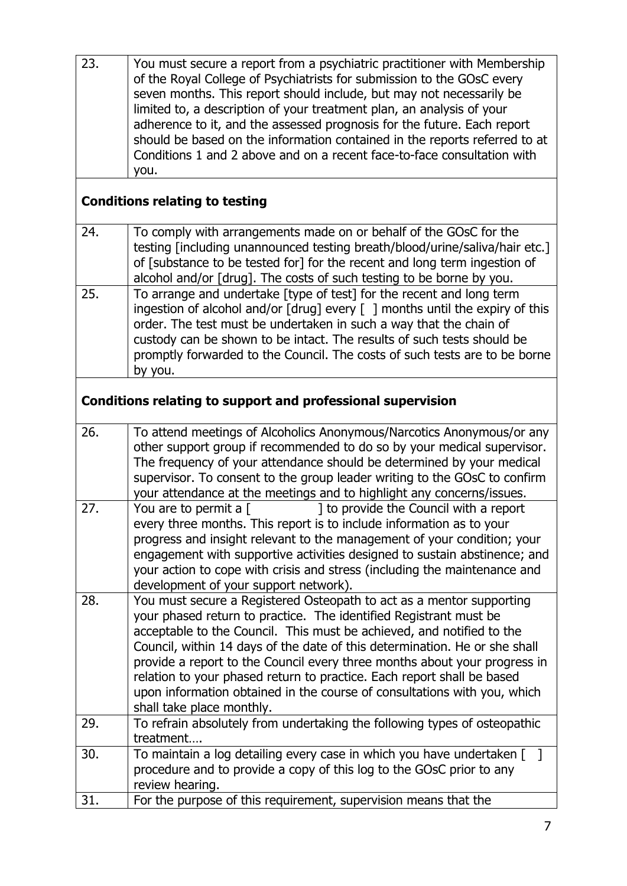| | |
|---|---|
| 23. | You must secure a report from a psychiatric practitioner with Membership of the Royal College of Psychiatrists for submission to the GOsC every seven months. This report should include, but may not necessarily be limited to, a description of your treatment plan, an analysis of your adherence to it, and the assessed prognosis for the future. Each report should be based on the information contained in the reports referred to at Conditions 1 and 2 above and on a recent face-to-face consultation with you. |
| **Conditions relating to testing** | |
| 24. | To comply with arrangements made on or behalf of the GOsC for the testing [including unannounced testing breath/blood/urine/saliva/hair etc.] of [substance to be tested for] for the recent and long term ingestion of alcohol and/or [drug]. The costs of such testing to be borne by you. |
| 25. | To arrange and undertake [type of test] for the recent and long term ingestion of alcohol and/or [drug] every [ ] months until the expiry of this order. The test must be undertaken in such a way that the chain of custody can be shown to be intact. The results of such tests should be promptly forwarded to the Council. The costs of such tests are to be borne by you. |
| **Conditions relating to support and professional supervision** | |
| 26. | To attend meetings of Alcoholics Anonymous/Narcotics Anonymous/or any other support group if recommended to do so by your medical supervisor. The frequency of your attendance should be determined by your medical supervisor. To consent to the group leader writing to the GOsC to confirm your attendance at the meetings and to highlight any concerns/issues. |
| 27. | You are to permit a [ ] to provide the Council with a report every three months. This report is to include information as to your progress and insight relevant to the management of your condition; your engagement with supportive activities designed to sustain abstinence; and your action to cope with crisis and stress (including the maintenance and development of your support network). |
| 28. | You must secure a Registered Osteopath to act as a mentor supporting your phased return to practice. The identified Registrant must be acceptable to the Council. This must be achieved, and notified to the Council, within 14 days of the date of this determination. He or she shall provide a report to the Council every three months about your progress in relation to your phased return to practice. Each report shall be based upon information obtained in the course of consultations with you, which shall take place monthly. |
| 29. | To refrain absolutely from undertaking the following types of osteopathic treatment…. |
| 30. | To maintain a log detailing every case in which you have undertaken [ ] procedure and to provide a copy of this log to the GOsC prior to any review hearing. |
| 31. | For the purpose of this requirement, supervision means that the |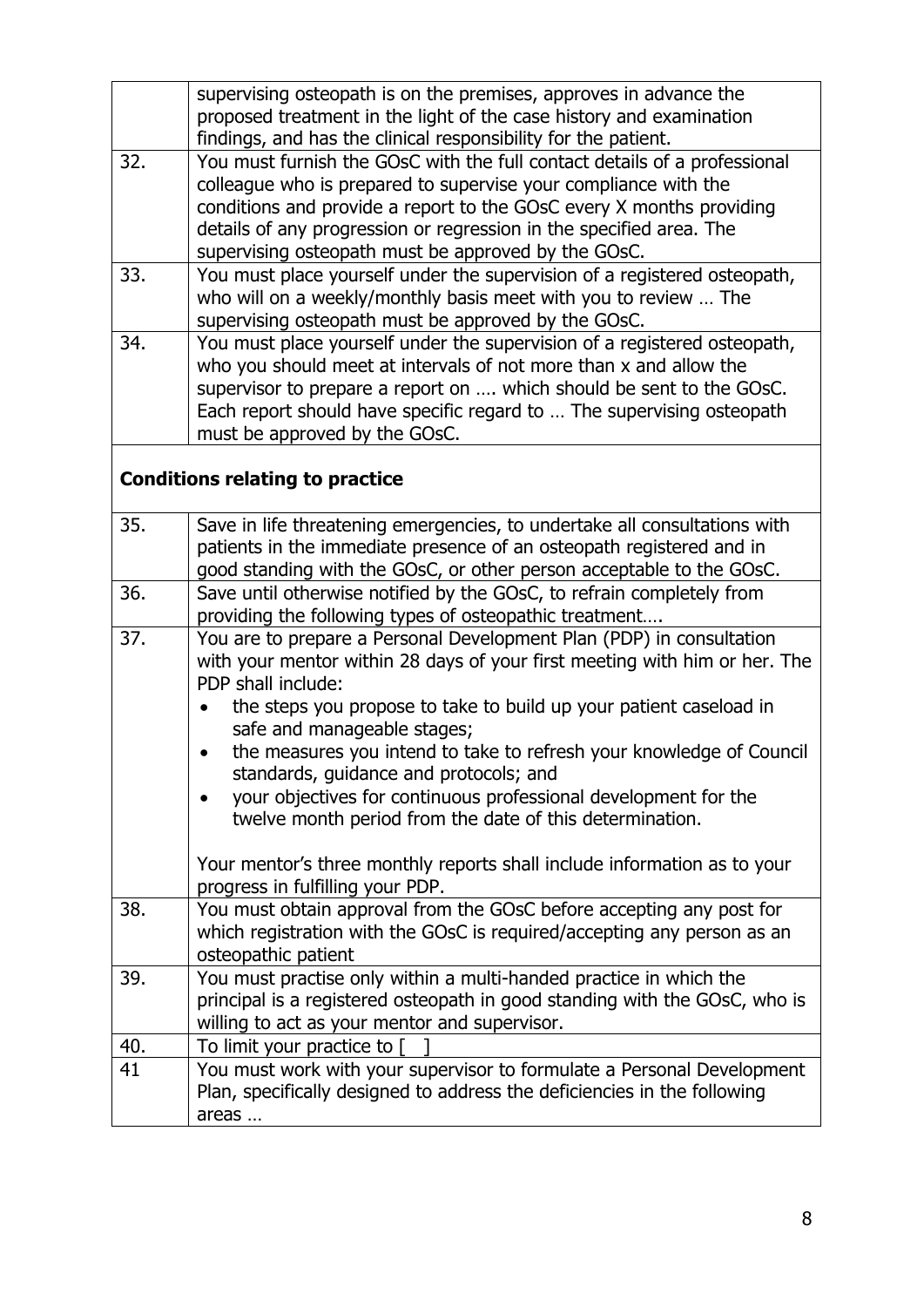| | |
|---|---|
| | supervising osteopath is on the premises, approves in advance the proposed treatment in the light of the case history and examination findings, and has the clinical responsibility for the patient. |
| 32. | You must furnish the GOsC with the full contact details of a professional colleague who is prepared to supervise your compliance with the conditions and provide a report to the GOsC every X months providing details of any progression or regression in the specified area. The supervising osteopath must be approved by the GOsC. |
| 33. | You must place yourself under the supervision of a registered osteopath, who will on a weekly/monthly basis meet with you to review … The supervising osteopath must be approved by the GOsC. |
| 34. | You must place yourself under the supervision of a registered osteopath, who you should meet at intervals of not more than x and allow the supervisor to prepare a report on …. which should be sent to the GOsC. Each report should have specific regard to … The supervising osteopath must be approved by the GOsC. |
| **Conditions relating to practice** | |
| 35. | Save in life threatening emergencies, to undertake all consultations with patients in the immediate presence of an osteopath registered and in good standing with the GOsC, or other person acceptable to the GOsC. |
| 36. | Save until otherwise notified by the GOsC, to refrain completely from providing the following types of osteopathic treatment…. |
| 37. | You are to prepare a Personal Development Plan (PDP) in consultation with your mentor within 28 days of your first meeting with him or her. The PDP shall include:<br>• the steps you propose to take to build up your patient caseload in safe and manageable stages;<br>• the measures you intend to take to refresh your knowledge of Council standards, guidance and protocols; and<br>• your objectives for continuous professional development for the twelve month period from the date of this determination.<br><br>Your mentor's three monthly reports shall include information as to your progress in fulfilling your PDP. |
| 38. | You must obtain approval from the GOsC before accepting any post for which registration with the GOsC is required/accepting any person as an osteopathic patient |
| 39. | You must practise only within a multi-handed practice in which the principal is a registered osteopath in good standing with the GOsC, who is willing to act as your mentor and supervisor. |
| 40. | To limit your practice to [ ] |
| 41 | You must work with your supervisor to formulate a Personal Development Plan, specifically designed to address the deficiencies in the following areas … |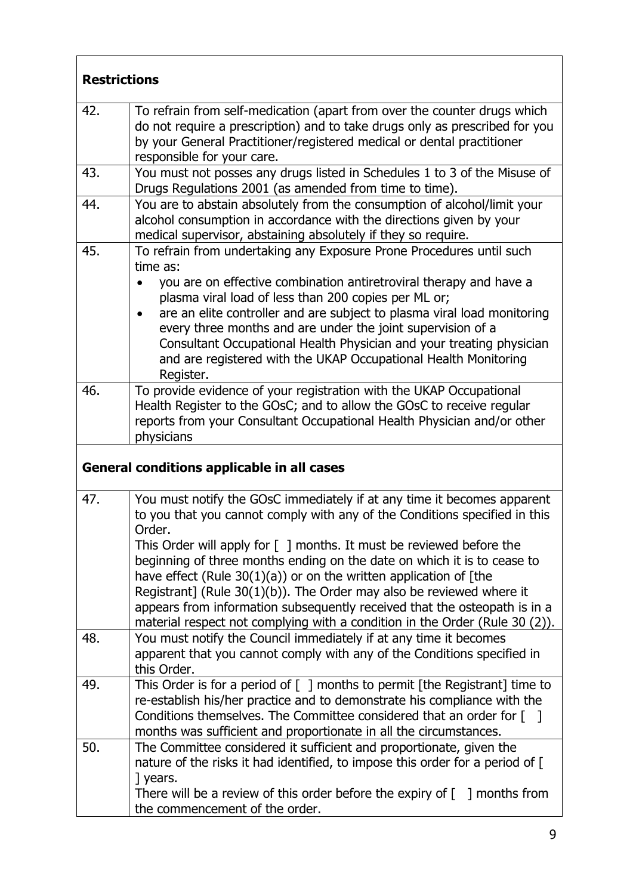| **Restrictions** | |
|---|---|
| 42. | To refrain from self-medication (apart from over the counter drugs which do not require a prescription) and to take drugs only as prescribed for you by your General Practitioner/registered medical or dental practitioner responsible for your care. |
| 43. | You must not posses any drugs listed in Schedules 1 to 3 of the Misuse of Drugs Regulations 2001 (as amended from time to time). |
| 44. | You are to abstain absolutely from the consumption of alcohol/limit your alcohol consumption in accordance with the directions given by your medical supervisor, abstaining absolutely if they so require. |
| 45. | To refrain from undertaking any Exposure Prone Procedures until such time as:<br>• you are on effective combination antiretroviral therapy and have a plasma viral load of less than 200 copies per ML or;<br>• are an elite controller and are subject to plasma viral load monitoring every three months and are under the joint supervision of a Consultant Occupational Health Physician and your treating physician and are registered with the UKAP Occupational Health Monitoring Register. |
| 46. | To provide evidence of your registration with the UKAP Occupational Health Register to the GOsC; and to allow the GOsC to receive regular reports from your Consultant Occupational Health Physician and/or other physicians |
| **General conditions applicable in all cases** | |
| 47. | You must notify the GOsC immediately if at any time it becomes apparent to you that you cannot comply with any of the Conditions specified in this Order.<br>This Order will apply for [ ] months. It must be reviewed before the beginning of three months ending on the date on which it is to cease to have effect (Rule 30(1)(a)) or on the written application of [the Registrant] (Rule 30(1)(b)). The Order may also be reviewed where it appears from information subsequently received that the osteopath is in a material respect not complying with a condition in the Order (Rule 30 (2)). |
| 48. | You must notify the Council immediately if at any time it becomes apparent that you cannot comply with any of the Conditions specified in this Order. |
| 49. | This Order is for a period of [ ] months to permit [the Registrant] time to re-establish his/her practice and to demonstrate his compliance with the Conditions themselves. The Committee considered that an order for [ ] months was sufficient and proportionate in all the circumstances. |
| 50. | The Committee considered it sufficient and proportionate, given the nature of the risks it had identified, to impose this order for a period of [ ] years.<br>There will be a review of this order before the expiry of [ ] months from the commencement of the order. |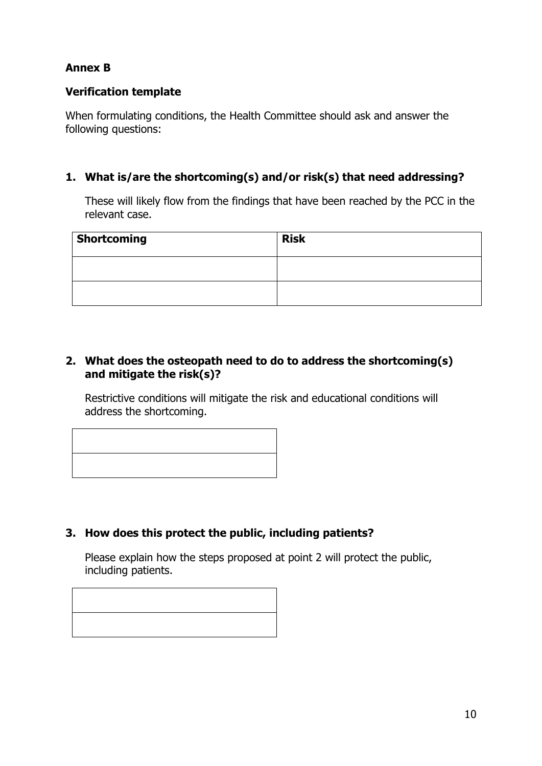**Annex B**

**Verification template**

When formulating conditions, the Health Committee should ask and answer the following questions:

1. **What is/are the shortcoming(s) and/or risk(s) that need addressing?**

   These will likely flow from the findings that have been reached by the PCC in the relevant case.

| **Shortcoming** | **Risk** |
|---|---|
| | |
| | |

2. **What does the osteopath need to do to address the shortcoming(s) and mitigate the risk(s)?**

   Restrictive conditions will mitigate the risk and educational conditions will address the shortcoming.

| |
|---|
| |

3. **How does this protect the public, including patients?**

   Please explain how the steps proposed at point 2 will protect the public, including patients.

| |
|---|
| |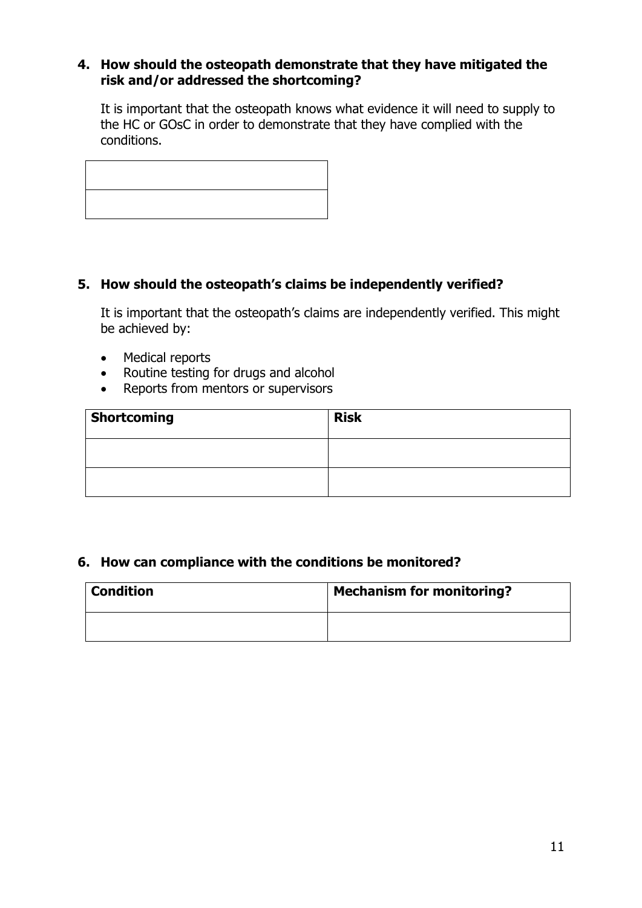**4. How should the osteopath demonstrate that they have mitigated the risk and/or addressed the shortcoming?**

It is important that the osteopath knows what evidence it will need to supply to the HC or GOsC in order to demonstrate that they have complied with the conditions.

| |
|---|
| |

**5. How should the osteopath's claims be independently verified?**

It is important that the osteopath's claims are independently verified. This might be achieved by:

- Medical reports
- Routine testing for drugs and alcohol
- Reports from mentors or supervisors

| Shortcoming | Risk |
|---|---|
| | |
| | |

**6. How can compliance with the conditions be monitored?**

| Condition | Mechanism for monitoring? |
|---|---|
| | |